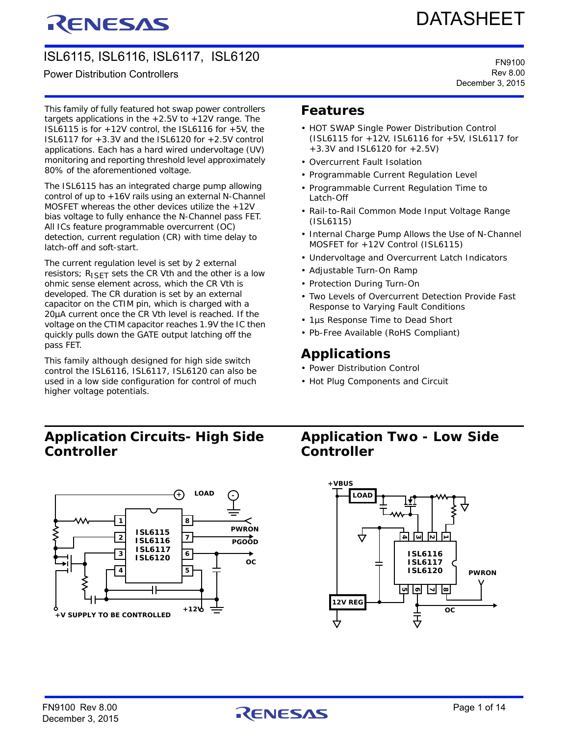# ISL6115, ISL6116, ISL6117, ISL6120

Power Distribution Controllers

FN9100
Rev 8.00
December 3, 2015

This family of fully featured hot swap power controllers targets applications in the +2.5V to +12V range. The ISL6115 is for +12V control, the ISL6116 for +5V, the ISL6117 for +3.3V and the ISL6120 for +2.5V control applications. Each has a hard wired undervoltage (UV) monitoring and reporting threshold level approximately 80% of the aforementioned voltage.

The ISL6115 has an integrated charge pump allowing control of up to +16V rails using an external N-Channel MOSFET whereas the other devices utilize the +12V bias voltage to fully enhance the N-Channel pass FET. All ICs feature programmable overcurrent (OC) detection, current regulation (CR) with time delay to latch-off and soft-start.

The current regulation level is set by 2 external resistors; $R_{ISET}$ sets the CR Vth and the other is a low ohmic sense element across, which the CR Vth is developed. The CR duration is set by an external capacitor on the CTIM pin, which is charged with a 20µA current once the CR Vth level is reached. If the voltage on the CTIM capacitor reaches 1.9V the IC then quickly pulls down the GATE output latching off the pass FET.

This family although designed for high side switch control the ISL6116, ISL6117, ISL6120 can also be used in a low side configuration for control of much higher voltage potentials.

## Features

- HOT SWAP Single Power Distribution Control (ISL6115 for +12V, ISL6116 for +5V, ISL6117 for +3.3V and ISL6120 for +2.5V)
- Overcurrent Fault Isolation
- Programmable Current Regulation Level
- Programmable Current Regulation Time to Latch-Off
- Rail-to-Rail Common Mode Input Voltage Range (ISL6115)
- Internal Charge Pump Allows the Use of N-Channel MOSFET for +12V Control (ISL6115)
- Undervoltage and Overcurrent Latch Indicators
- Adjustable Turn-On Ramp
- Protection During Turn-On
- Two Levels of Overcurrent Detection Provide Fast Response to Varying Fault Conditions
- 1µs Response Time to Dead Short
- Pb-Free Available (RoHS Compliant)

## Applications

- Power Distribution Control
- Hot Plug Components and Circuit

## Application Circuits- High Side Controller

## Application Two - Low Side Controller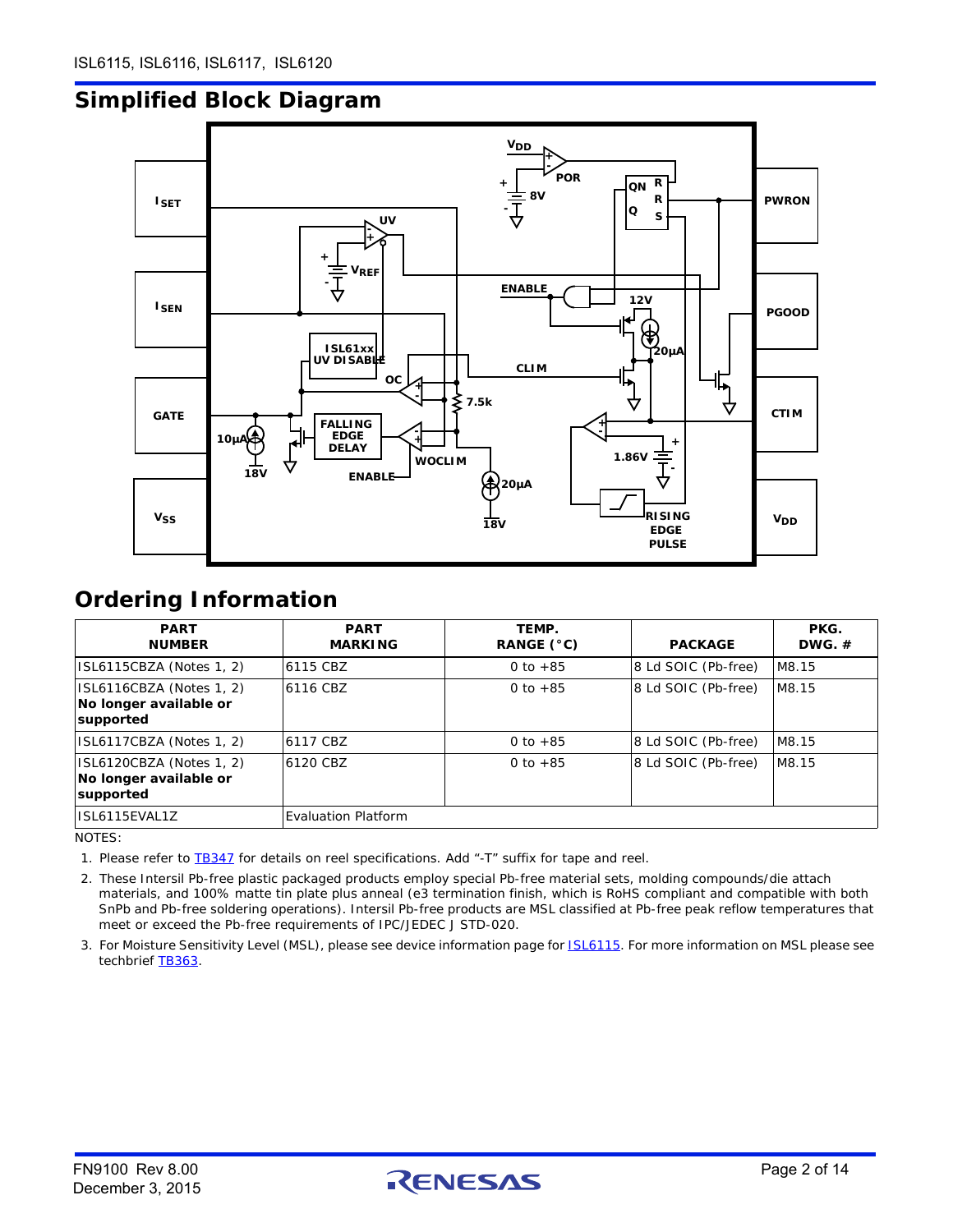## Simplified Block Diagram

## Ordering Information

| PART NUMBER | PART MARKING | TEMP. RANGE (°C) | PACKAGE | PKG. DWG. # |
|---|---|---|---|---|
| ISL6115CBZA (Notes 1, 2) | 6115 CBZ | 0 to +85 | 8 Ld SOIC (Pb-free) | M8.15 |
| ISL6116CBZA (Notes 1, 2) **No longer available or supported** | 6116 CBZ | 0 to +85 | 8 Ld SOIC (Pb-free) | M8.15 |
| ISL6117CBZA (Notes 1, 2) | 6117 CBZ | 0 to +85 | 8 Ld SOIC (Pb-free) | M8.15 |
| ISL6120CBZA (Notes 1, 2) **No longer available or supported** | 6120 CBZ | 0 to +85 | 8 Ld SOIC (Pb-free) | M8.15 |
| ISL6115EVAL1Z | Evaluation Platform | | | |

NOTES:

1. Please refer to TB347 for details on reel specifications. Add "-T" suffix for tape and reel.
2. These Intersil Pb-free plastic packaged products employ special Pb-free material sets, molding compounds/die attach materials, and 100% matte tin plate plus anneal (e3 termination finish, which is RoHS compliant and compatible with both SnPb and Pb-free soldering operations). Intersil Pb-free products are MSL classified at Pb-free peak reflow temperatures that meet or exceed the Pb-free requirements of IPC/JEDEC J STD-020.
3. For Moisture Sensitivity Level (MSL), please see device information page for ISL6115. For more information on MSL please see techbrief TB363.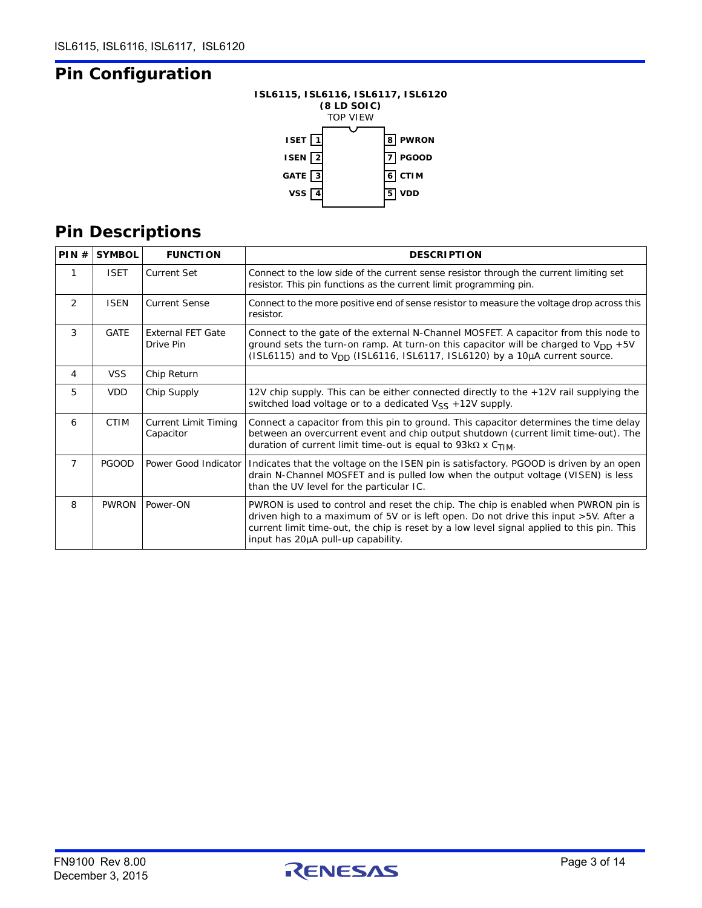## Pin Configuration

**ISL6115, ISL6116, ISL6117, ISL6120**
**(8 LD SOIC)**
TOP VIEW

| Pin | Symbol | | Pin | Symbol |
|---|---|---|---|---|
| 1 | ISET | | 8 | PWRON |
| 2 | ISEN | | 7 | PGOOD |
| 3 | GATE | | 6 | CTIM |
| 4 | VSS | | 5 | VDD |

## Pin Descriptions

| PIN # | SYMBOL | FUNCTION | DESCRIPTION |
|---|---|---|---|
| 1 | ISET | Current Set | Connect to the low side of the current sense resistor through the current limiting set resistor. This pin functions as the current limit programming pin. |
| 2 | ISEN | Current Sense | Connect to the more positive end of sense resistor to measure the voltage drop across this resistor. |
| 3 | GATE | External FET Gate Drive Pin | Connect to the gate of the external N-Channel MOSFET. A capacitor from this node to ground sets the turn-on ramp. At turn-on this capacitor will be charged to $V_{DD}$ +5V (ISL6115) and to $V_{DD}$ (ISL6116, ISL6117, ISL6120) by a 10µA current source. |
| 4 | VSS | Chip Return | |
| 5 | VDD | Chip Supply | 12V chip supply. This can be either connected directly to the +12V rail supplying the switched load voltage or to a dedicated $V_{SS}$ +12V supply. |
| 6 | CTIM | Current Limit Timing Capacitor | Connect a capacitor from this pin to ground. This capacitor determines the time delay between an overcurrent event and chip output shutdown (current limit time-out). The duration of current limit time-out is equal to 93kΩ x $C_{TIM}$. |
| 7 | PGOOD | Power Good Indicator | Indicates that the voltage on the ISEN pin is satisfactory. PGOOD is driven by an open drain N-Channel MOSFET and is pulled low when the output voltage (VISEN) is less than the UV level for the particular IC. |
| 8 | PWRON | Power-ON | PWRON is used to control and reset the chip. The chip is enabled when PWRON pin is driven high to a maximum of 5V or is left open. Do not drive this input >5V. After a current limit time-out, the chip is reset by a low level signal applied to this pin. This input has 20µA pull-up capability. |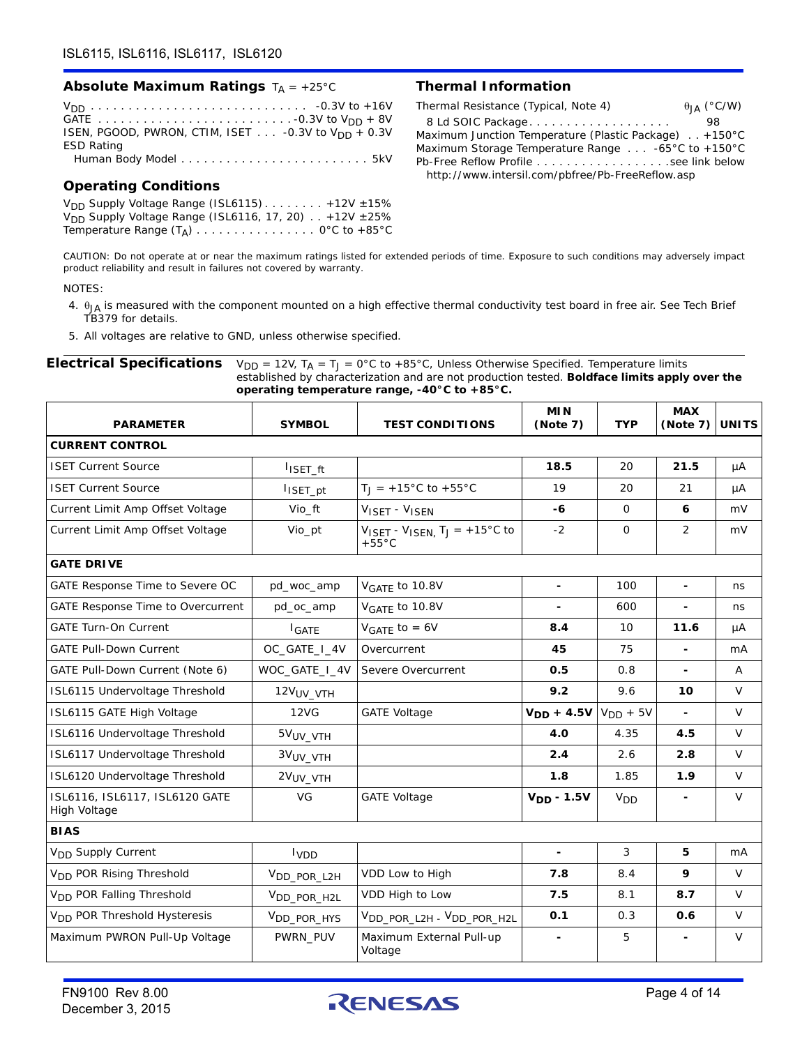## Absolute Maximum Ratings $T_A$ = +25°C

$V_{DD}$ . . . . . . . . . . . . . . . . . . . . . . . . . . . . . -0.3V to +16V
GATE . . . . . . . . . . . . . . . . . . . . . . . . . -0.3V to $V_{DD}$ + 8V
ISEN, PGOOD, PWRON, CTIM, ISET . . . -0.3V to $V_{DD}$ + 0.3V
ESD Rating
Human Body Model . . . . . . . . . . . . . . . . . . . . . . . . . 5kV

## Operating Conditions

$V_{DD}$ Supply Voltage Range (ISL6115) . . . . . . . . +12V ±15%
$V_{DD}$ Supply Voltage Range (ISL6116, 17, 20) . . +12V ±25%
Temperature Range ($T_A$) . . . . . . . . . . . . . . . . 0°C to +85°C

## Thermal Information

Thermal Resistance (Typical, Note 4) $\theta_{JA}$ (°C/W)
8 Ld SOIC Package. . . . . . . . . . . . . . . . . . . 98
Maximum Junction Temperature (Plastic Package) . . +150°C
Maximum Storage Temperature Range . . . -65°C to +150°C
Pb-Free Reflow Profile . . . . . . . . . . . . . . . . . .see link below
http://www.intersil.com/pbfree/Pb-FreeReflow.asp

CAUTION: Do not operate at or near the maximum ratings listed for extended periods of time. Exposure to such conditions may adversely impact product reliability and result in failures not covered by warranty.

NOTES:

4. $\theta_{JA}$ is measured with the component mounted on a high effective thermal conductivity test board in free air. See Tech Brief TB379 for details.
5. All voltages are relative to GND, unless otherwise specified.

## Electrical Specifications

$V_{DD}$ = 12V, $T_A = T_J$ = 0°C to +85°C, Unless Otherwise Specified. Temperature limits established by characterization and are not production tested. **Boldface limits apply over the operating temperature range, -40°C to +85°C.**

| PARAMETER | SYMBOL | TEST CONDITIONS | MIN (Note 7) | TYP | MAX (Note 7) | UNITS |
|---|---|---|---|---|---|---|
| **CURRENT CONTROL** | | | | | | |
| ISET Current Source | $I_{ISET\_ft}$ | | **18.5** | 20 | **21.5** | µA |
| ISET Current Source | $I_{ISET\_pt}$ | $T_J$ = +15°C to +55°C | 19 | 20 | 21 | µA |
| Current Limit Amp Offset Voltage | Vio_ft | $V_{ISET}$ - $V_{ISEN}$ | **-6** | 0 | **6** | mV |
| Current Limit Amp Offset Voltage | Vio_pt | $V_{ISET}$ - $V_{ISEN}$, $T_J$ = +15°C to +55°C | -2 | 0 | 2 | mV |
| **GATE DRIVE** | | | | | | |
| GATE Response Time to Severe OC | pd_woc_amp | $V_{GATE}$ to 10.8V | - | 100 | - | ns |
| GATE Response Time to Overcurrent | pd_oc_amp | $V_{GATE}$ to 10.8V | - | 600 | - | ns |
| GATE Turn-On Current | $I_{GATE}$ | $V_{GATE}$ to = 6V | **8.4** | 10 | **11.6** | µA |
| GATE Pull-Down Current | OC_GATE_I_4V | Overcurrent | **45** | 75 | - | mA |
| GATE Pull-Down Current (Note 6) | WOC_GATE_I_4V | Severe Overcurrent | **0.5** | 0.8 | - | A |
| ISL6115 Undervoltage Threshold | $12V_{UV\_VTH}$ | | **9.2** | 9.6 | **10** | V |
| ISL6115 GATE High Voltage | 12VG | GATE Voltage | **$V_{DD}$ + 4.5V** | $V_{DD}$ + 5V | - | V |
| ISL6116 Undervoltage Threshold | $5V_{UV\_VTH}$ | | **4.0** | 4.35 | **4.5** | V |
| ISL6117 Undervoltage Threshold | $3V_{UV\_VTH}$ | | **2.4** | 2.6 | **2.8** | V |
| ISL6120 Undervoltage Threshold | $2V_{UV\_VTH}$ | | **1.8** | 1.85 | **1.9** | V |
| ISL6116, ISL6117, ISL6120 GATE High Voltage | VG | GATE Voltage | **$V_{DD}$ - 1.5V** | $V_{DD}$ | - | V |
| **BIAS** | | | | | | |
| $V_{DD}$ Supply Current | $I_{VDD}$ | | - | 3 | **5** | mA |
| $V_{DD}$ POR Rising Threshold | $V_{DD\_POR\_L2H}$ | VDD Low to High | **7.8** | 8.4 | **9** | V |
| $V_{DD}$ POR Falling Threshold | $V_{DD\_POR\_H2L}$ | VDD High to Low | **7.5** | 8.1 | **8.7** | V |
| $V_{DD}$ POR Threshold Hysteresis | $V_{DD\_POR\_HYS}$ | $V_{DD\_POR\_L2H}$ - $V_{DD\_POR\_H2L}$ | **0.1** | 0.3 | **0.6** | V |
| Maximum PWRON Pull-Up Voltage | PWRN_PUV | Maximum External Pull-up Voltage | - | 5 | - | V |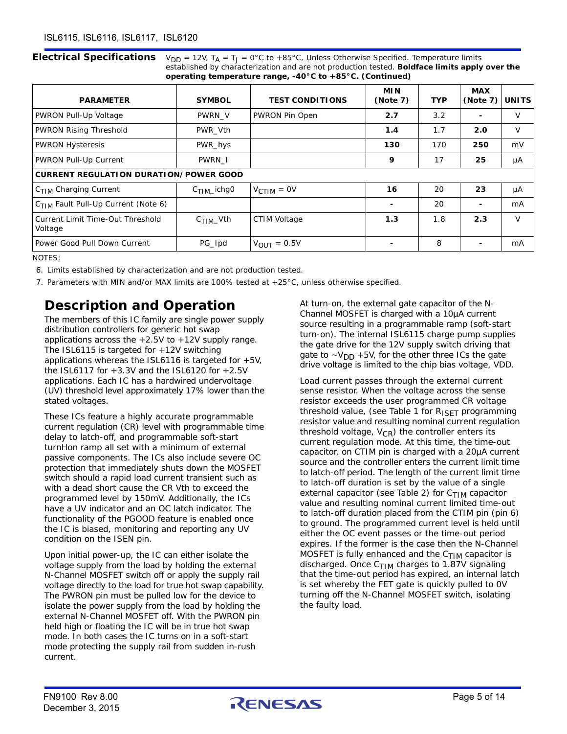**Electrical Specifications** $V_{DD}$ = 12V, $T_A$ = $T_J$ = 0°C to +85°C, Unless Otherwise Specified. Temperature limits established by characterization and are not production tested. **Boldface limits apply over the operating temperature range, -40°C to +85°C. (Continued)**

| PARAMETER | SYMBOL | TEST CONDITIONS | MIN (Note 7) | TYP | MAX (Note 7) | UNITS |
|---|---|---|---|---|---|---|
| PWRON Pull-Up Voltage | PWRN_V | PWRON Pin Open | **2.7** | 3.2 | - | V |
| PWRON Rising Threshold | PWR_Vth | | **1.4** | 1.7 | **2.0** | V |
| PWRON Hysteresis | PWR_hys | | **130** | 170 | **250** | mV |
| PWRON Pull-Up Current | PWRN_I | | **9** | 17 | **25** | µA |
| **CURRENT REGULATION DURATION/POWER GOOD** | | | | | | |
| $C_{TIM}$ Charging Current | $C_{TIM}$_ichg0 | $V_{CTIM}$ = 0V | **16** | 20 | **23** | µA |
| $C_{TIM}$ Fault Pull-Up Current (Note 6) | | | - | 20 | - | mA |
| Current Limit Time-Out Threshold Voltage | $C_{TIM}$_Vth | CTIM Voltage | **1.3** | 1.8 | **2.3** | V |
| Power Good Pull Down Current | PG_Ipd | $V_{OUT}$ = 0.5V | - | 8 | - | mA |

NOTES:

6. Limits established by characterization and are not production tested.
7. Parameters with MIN and/or MAX limits are 100% tested at +25°C, unless otherwise specified.

# Description and Operation

The members of this IC family are single power supply distribution controllers for generic hot swap applications across the +2.5V to +12V supply range. The ISL6115 is targeted for +12V switching applications whereas the ISL6116 is targeted for +5V, the ISL6117 for +3.3V and the ISL6120 for +2.5V applications. Each IC has a hardwired undervoltage (UV) threshold level approximately 17% lower than the stated voltages.

These ICs feature a highly accurate programmable current regulation (CR) level with programmable time delay to latch-off, and programmable soft-start turnHon ramp all set with a minimum of external passive components. The ICs also include severe OC protection that immediately shuts down the MOSFET switch should a rapid load current transient such as with a dead short cause the CR Vth to exceed the programmed level by 150mV. Additionally, the ICs have a UV indicator and an OC latch indicator. The functionality of the PGOOD feature is enabled once the IC is biased, monitoring and reporting any UV condition on the ISEN pin.

Upon initial power-up, the IC can either isolate the voltage supply from the load by holding the external N-Channel MOSFET switch off or apply the supply rail voltage directly to the load for true hot swap capability. The PWRON pin must be pulled low for the device to isolate the power supply from the load by holding the external N-Channel MOSFET off. With the PWRON pin held high or floating the IC will be in true hot swap mode. In both cases the IC turns on in a soft-start mode protecting the supply rail from sudden in-rush current.

At turn-on, the external gate capacitor of the N-Channel MOSFET is charged with a 10µA current source resulting in a programmable ramp (soft-start turn-on). The internal ISL6115 charge pump supplies the gate drive for the 12V supply switch driving that gate to ~$V_{DD}$ +5V, for the other three ICs the gate drive voltage is limited to the chip bias voltage, VDD.

Load current passes through the external current sense resistor. When the voltage across the sense resistor exceeds the user programmed CR voltage threshold value, (see Table 1 for $R_{ISET}$ programming resistor value and resulting nominal current regulation threshold voltage, $V_{CR}$) the controller enters its current regulation mode. At this time, the time-out capacitor, on CTIM pin is charged with a 20µA current source and the controller enters the current limit time to latch-off period. The length of the current limit time to latch-off duration is set by the value of a single external capacitor (see Table 2) for $C_{TIM}$ capacitor value and resulting nominal current limited time-out to latch-off duration placed from the CTIM pin (pin 6) to ground. The programmed current level is held until either the OC event passes or the time-out period expires. If the former is the case then the N-Channel MOSFET is fully enhanced and the $C_{TIM}$ capacitor is discharged. Once $C_{TIM}$ charges to 1.87V signaling that the time-out period has expired, an internal latch is set whereby the FET gate is quickly pulled to 0V turning off the N-Channel MOSFET switch, isolating the faulty load.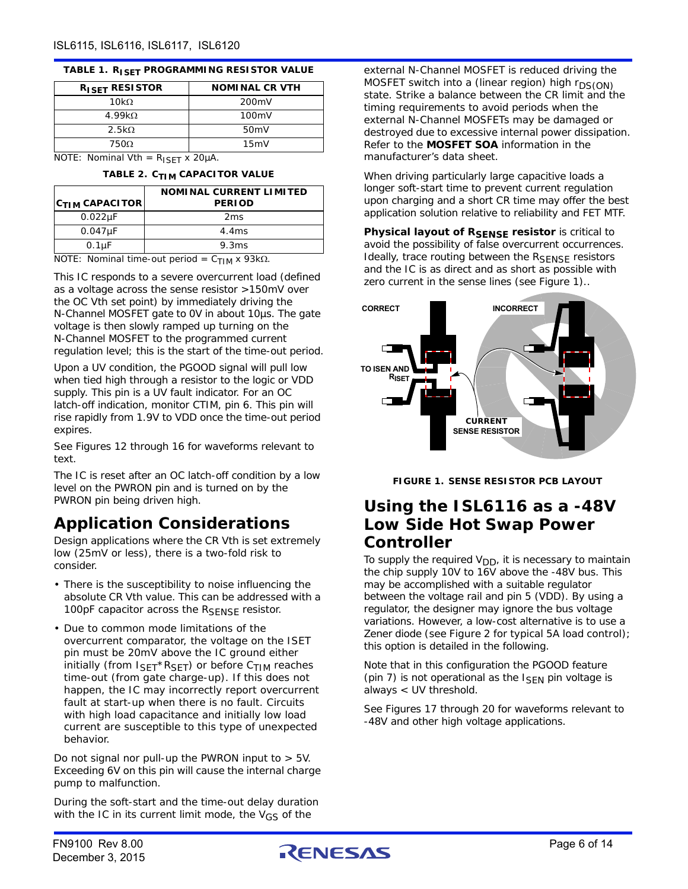**TABLE 1. $R_{ISET}$ PROGRAMMING RESISTOR VALUE**

| $R_{ISET}$ RESISTOR | NOMINAL CR VTH |
|---|---|
| 10kΩ | 200mV |
| 4.99kΩ | 100mV |
| 2.5kΩ | 50mV |
| 750Ω | 15mV |

NOTE: Nominal Vth = $R_{ISET}$ x 20µA.

**TABLE 2. $C_{TIM}$ CAPACITOR VALUE**

| $C_{TIM}$ CAPACITOR | NOMINAL CURRENT LIMITED PERIOD |
|---|---|
| 0.022µF | 2ms |
| 0.047µF | 4.4ms |
| 0.1µF | 9.3ms |

NOTE: Nominal time-out period = $C_{TIM}$ x 93kΩ.

This IC responds to a severe overcurrent load (defined as a voltage across the sense resistor >150mV over the OC Vth set point) by immediately driving the N-Channel MOSFET gate to 0V in about 10µs. The gate voltage is then slowly ramped up turning on the N-Channel MOSFET to the programmed current regulation level; this is the start of the time-out period.

Upon a UV condition, the PGOOD signal will pull low when tied high through a resistor to the logic or VDD supply. This pin is a UV fault indicator. For an OC latch-off indication, monitor CTIM, pin 6. This pin will rise rapidly from 1.9V to VDD once the time-out period expires.

See Figures 12 through 16 for waveforms relevant to text.

The IC is reset after an OC latch-off condition by a low level on the PWRON pin and is turned on by the PWRON pin being driven high.

## Application Considerations

Design applications where the CR Vth is set extremely low (25mV or less), there is a two-fold risk to consider.

- There is the susceptibility to noise influencing the absolute CR Vth value. This can be addressed with a 100pF capacitor across the $R_{SENSE}$ resistor.
- Due to common mode limitations of the overcurrent comparator, the voltage on the ISET pin must be 20mV above the IC ground either initially (from $I_{SET}*R_{SET}$) or before $C_{TIM}$ reaches time-out (from gate charge-up). If this does not happen, the IC may incorrectly report overcurrent fault at start-up when there is no fault. Circuits with high load capacitance and initially low load current are susceptible to this type of unexpected behavior.

Do not signal nor pull-up the PWRON input to > 5V. Exceeding 6V on this pin will cause the internal charge pump to malfunction.

During the soft-start and the time-out delay duration with the IC in its current limit mode, the $V_{GS}$ of the external N-Channel MOSFET is reduced driving the MOSFET switch into a (linear region) high $r_{DS(ON)}$ state. Strike a balance between the CR limit and the timing requirements to avoid periods when the external N-Channel MOSFETs may be damaged or destroyed due to excessive internal power dissipation. Refer to the **MOSFET SOA** information in the manufacturer's data sheet.

When driving particularly large capacitive loads a longer soft-start time to prevent current regulation upon charging and a short CR time may offer the best application solution relative to reliability and FET MTF.

**Physical layout of $R_{SENSE}$ resistor** is critical to avoid the possibility of false overcurrent occurrences. Ideally, trace routing between the $R_{SENSE}$ resistors and the IC is as direct and as short as possible with zero current in the sense lines (see Figure 1)..

FIGURE 1. SENSE RESISTOR PCB LAYOUT

## Using the ISL6116 as a -48V Low Side Hot Swap Power Controller

To supply the required $V_{DD}$, it is necessary to maintain the chip supply 10V to 16V above the -48V bus. This may be accomplished with a suitable regulator between the voltage rail and pin 5 (VDD). By using a regulator, the designer may ignore the bus voltage variations. However, a low-cost alternative is to use a Zener diode (see Figure 2 for typical 5A load control); this option is detailed in the following.

Note that in this configuration the PGOOD feature (pin 7) is not operational as the $I_{SEN}$ pin voltage is always < UV threshold.

See Figures 17 through 20 for waveforms relevant to -48V and other high voltage applications.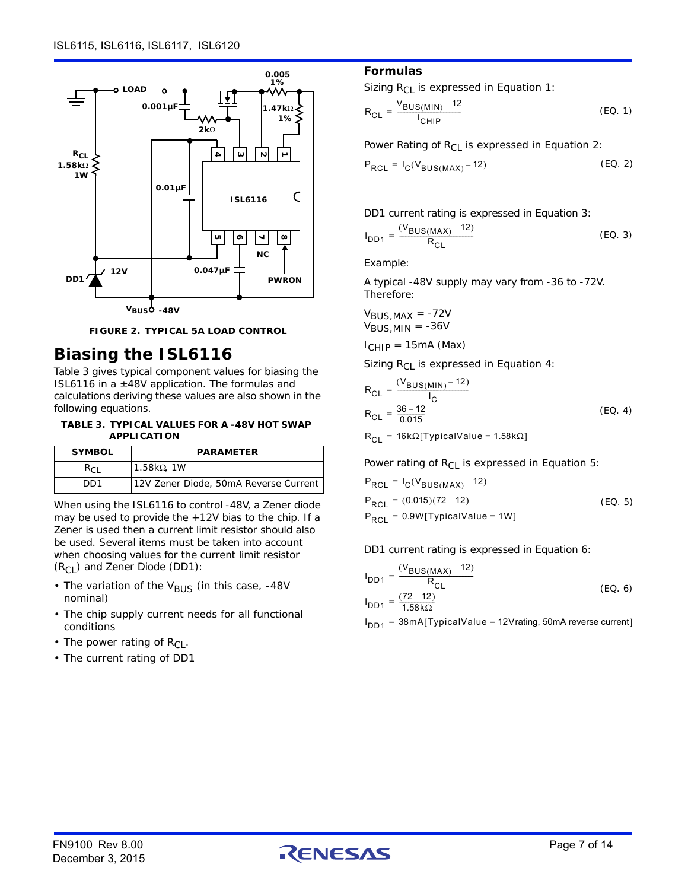FIGURE 2. TYPICAL 5A LOAD CONTROL

## Biasing the ISL6116

Table 3 gives typical component values for biasing the ISL6116 in a ±48V application. The formulas and calculations deriving these values are also shown in the following equations.

**TABLE 3. TYPICAL VALUES FOR A -48V HOT SWAP APPLICATION**

| SYMBOL | PARAMETER |
|---|---|
| $R_{CL}$ | 1.58kΩ, 1W |
| DD1 | 12V Zener Diode, 50mA Reverse Current |

When using the ISL6116 to control -48V, a Zener diode may be used to provide the +12V bias to the chip. If a Zener is used then a current limit resistor should also be used. Several items must be taken into account when choosing values for the current limit resistor ($R_{CL}$) and Zener Diode (DD1):

- The variation of the $V_{BUS}$ (in this case, -48V nominal)
- The chip supply current needs for all functional conditions
- The power rating of $R_{CL}$.
- The current rating of DD1

### Formulas

Sizing $R_{CL}$ is expressed in Equation 1:

$$R_{CL} = \frac{V_{BUS(MIN)} - 12}{I_{CHIP}} \qquad \text{(EQ. 1)}$$

Power Rating of $R_{CL}$ is expressed in Equation 2:

$$P_{RCL} = I_C(V_{BUS(MAX)} - 12) \qquad \text{(EQ. 2)}$$

DD1 current rating is expressed in Equation 3:

$$I_{DD1} = \frac{(V_{BUS(MAX)} - 12)}{R_{CL}} \qquad \text{(EQ. 3)}$$

Example:

A typical -48V supply may vary from -36 to -72V. Therefore:

$V_{BUS,MAX} = -72V$
$V_{BUS,MIN} = -36V$

$I_{CHIP} = 15mA$ (Max)

Sizing $R_{CL}$ is expressed in Equation 4:

$$R_{CL} = \frac{(V_{BUS(MIN)} - 12)}{I_C}$$
$$R_{CL} = \frac{36 - 12}{0.015} \qquad \text{(EQ. 4)}$$
$$R_{CL} = 16k\Omega[\text{TypicalValue} = 1.58k\Omega]$$

Power rating of $R_{CL}$ is expressed in Equation 5:

$$P_{RCL} = I_C(V_{BUS(MAX)} - 12)$$
$$P_{RCL} = (0.015)(72 - 12) \qquad \text{(EQ. 5)}$$
$$P_{RCL} = 0.9W[\text{TypicalValue} = 1W]$$

DD1 current rating is expressed in Equation 6:

$$I_{DD1} = \frac{(V_{BUS(MAX)} - 12)}{R_{CL}}$$
$$I_{DD1} = \frac{(72 - 12)}{1.58k\Omega} \qquad \text{(EQ. 6)}$$
$$I_{DD1} = 38mA[\text{TypicalValue} = 12\text{V rating, 50mA reverse current}]$$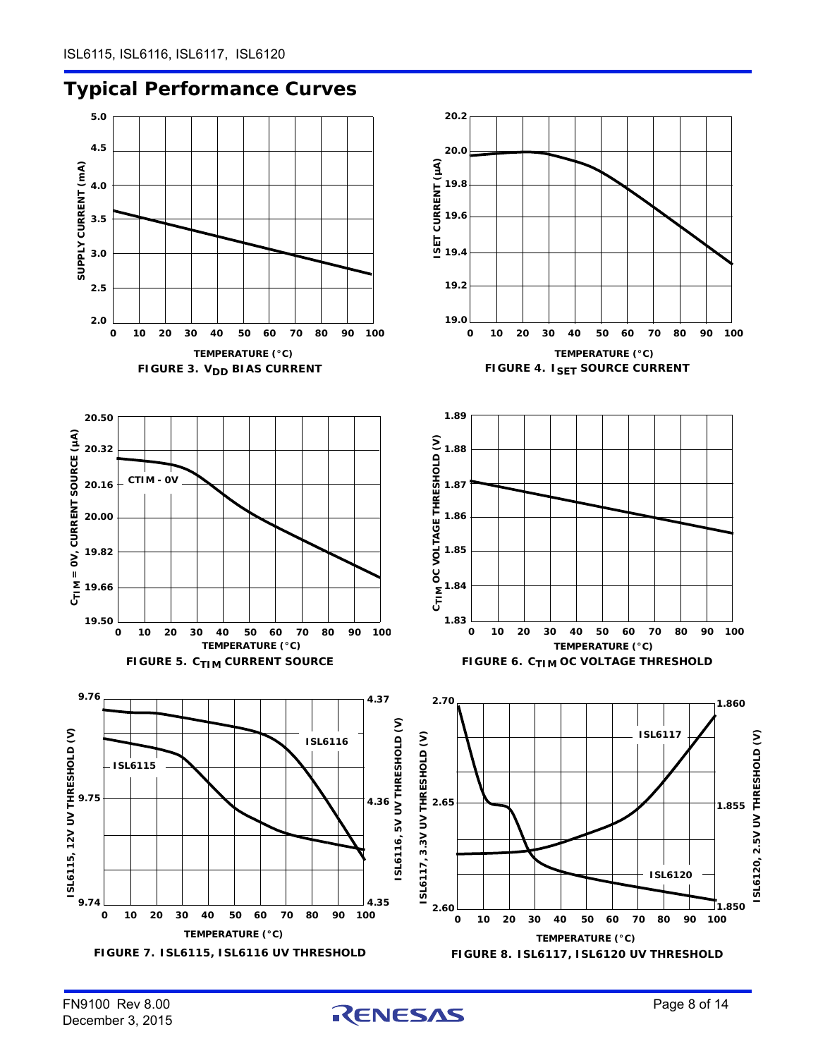## Typical Performance Curves

FIGURE 3. $V_{DD}$ BIAS CURRENT

FIGURE 4. $I_{SET}$ SOURCE CURRENT

FIGURE 5. $C_{TIM}$ CURRENT SOURCE

FIGURE 6. $C_{TIM}$ OC VOLTAGE THRESHOLD

FIGURE 7. ISL6115, ISL6116 UV THRESHOLD

FIGURE 8. ISL6117, ISL6120 UV THRESHOLD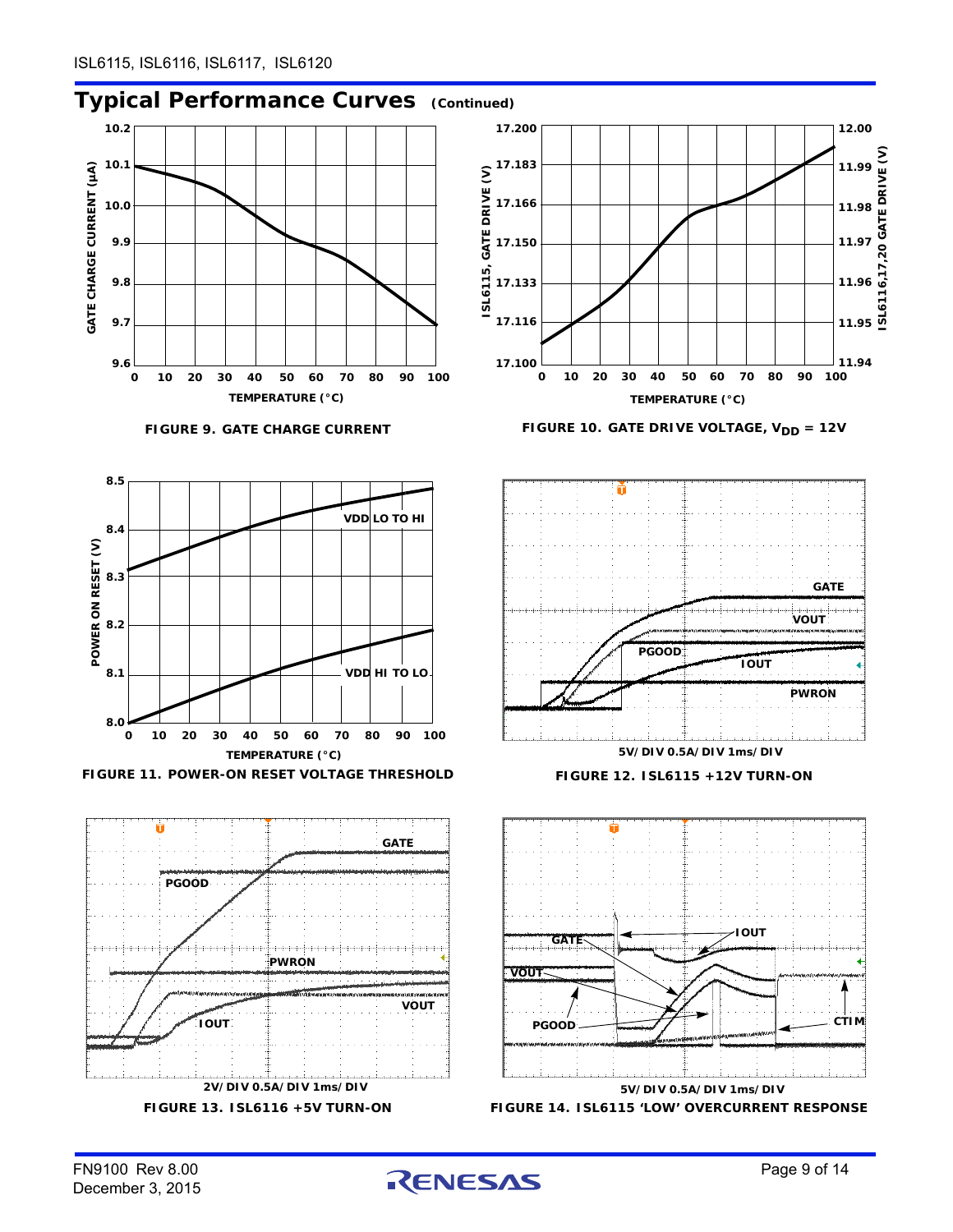## Typical Performance Curves (Continued)

FIGURE 9. GATE CHARGE CURRENT

FIGURE 10. GATE DRIVE VOLTAGE, $V_{DD}$ = 12V

FIGURE 11. POWER-ON RESET VOLTAGE THRESHOLD

FIGURE 12. ISL6115 +12V TURN-ON

FIGURE 13. ISL6116 +5V TURN-ON

FIGURE 14. ISL6115 ‘LOW’ OVERCURRENT RESPONSE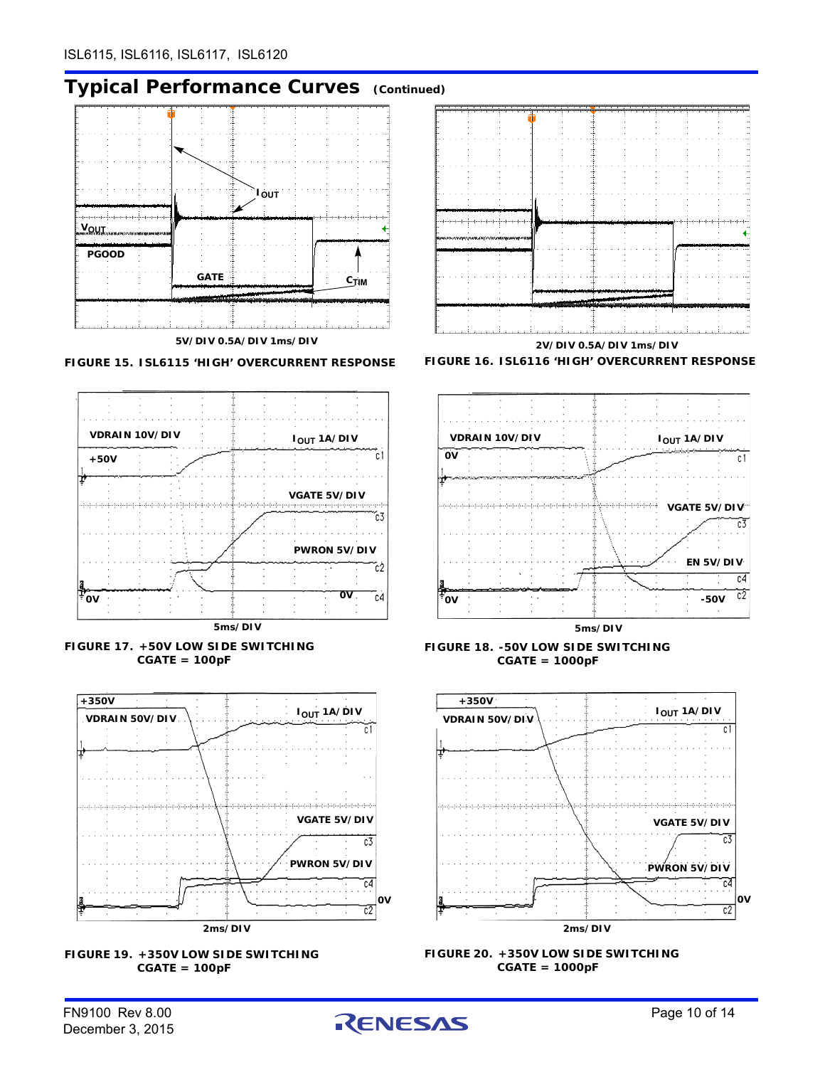## Typical Performance Curves (Continued)

5V/DIV 0.5A/DIV 1ms/DIV

FIGURE 15. ISL6115 'HIGH' OVERCURRENT RESPONSE

2V/DIV 0.5A/DIV 1ms/DIV

FIGURE 16. ISL6116 'HIGH' OVERCURRENT RESPONSE

5ms/DIV

FIGURE 17. +50V LOW SIDE SWITCHING CGATE = 100pF

5ms/DIV

FIGURE 18. -50V LOW SIDE SWITCHING CGATE = 1000pF

2ms/DIV

FIGURE 19. +350V LOW SIDE SWITCHING CGATE = 100pF

2ms/DIV

FIGURE 20. +350V LOW SIDE SWITCHING CGATE = 1000pF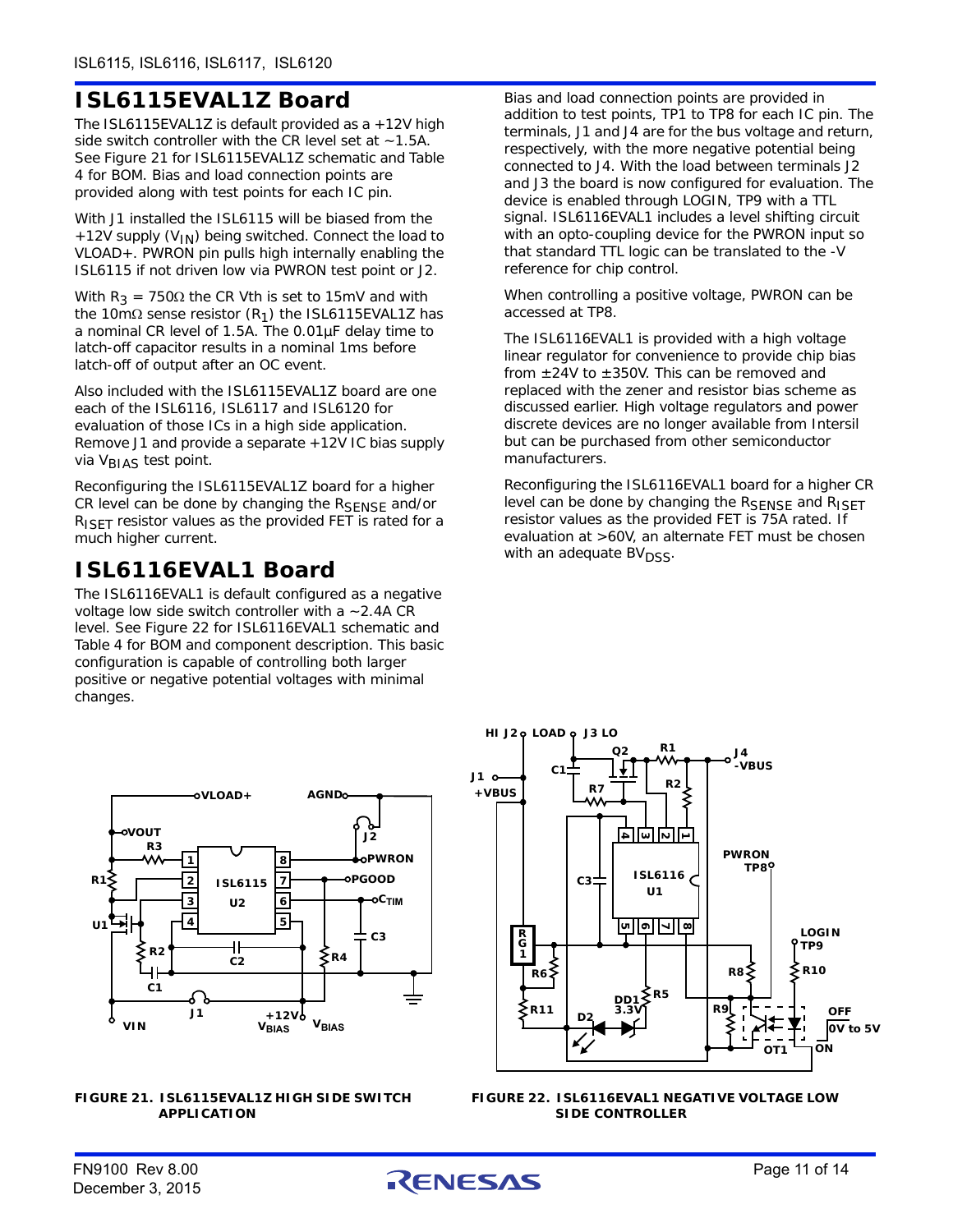## ISL6115EVAL1Z Board

The ISL6115EVAL1Z is default provided as a +12V high side switch controller with the CR level set at ~1.5A. See Figure 21 for ISL6115EVAL1Z schematic and Table 4 for BOM. Bias and load connection points are provided along with test points for each IC pin.

With J1 installed the ISL6115 will be biased from the +12V supply ($V_{IN}$) being switched. Connect the load to VLOAD+. PWRON pin pulls high internally enabling the ISL6115 if not driven low via PWRON test point or J2.

With $R_3$ = 750Ω the CR Vth is set to 15mV and with the 10mΩ sense resistor ($R_1$) the ISL6115EVAL1Z has a nominal CR level of 1.5A. The 0.01µF delay time to latch-off capacitor results in a nominal 1ms before latch-off of output after an OC event.

Also included with the ISL6115EVAL1Z board are one each of the ISL6116, ISL6117 and ISL6120 for evaluation of those ICs in a high side application. Remove J1 and provide a separate +12V IC bias supply via $V_{BIAS}$ test point.

Reconfiguring the ISL6115EVAL1Z board for a higher CR level can be done by changing the $R_{SENSE}$ and/or $R_{ISET}$ resistor values as the provided FET is rated for a much higher current.

## ISL6116EVAL1 Board

The ISL6116EVAL1 is default configured as a negative voltage low side switch controller with a ~2.4A CR level. See Figure 22 for ISL6116EVAL1 schematic and Table 4 for BOM and component description. This basic configuration is capable of controlling both larger positive or negative potential voltages with minimal changes.

Bias and load connection points are provided in addition to test points, TP1 to TP8 for each IC pin. The terminals, J1 and J4 are for the bus voltage and return, respectively, with the more negative potential being connected to J4. With the load between terminals J2 and J3 the board is now configured for evaluation. The device is enabled through LOGIN, TP9 with a TTL signal. ISL6116EVAL1 includes a level shifting circuit with an opto-coupling device for the PWRON input so that standard TTL logic can be translated to the -V reference for chip control.

When controlling a positive voltage, PWRON can be accessed at TP8.

The ISL6116EVAL1 is provided with a high voltage linear regulator for convenience to provide chip bias from ±24V to ±350V. This can be removed and replaced with the zener and resistor bias scheme as discussed earlier. High voltage regulators and power discrete devices are no longer available from Intersil but can be purchased from other semiconductor manufacturers.

Reconfiguring the ISL6116EVAL1 board for a higher CR level can be done by changing the $R_{SENSE}$ and $R_{ISET}$ resistor values as the provided FET is 75A rated. If evaluation at >60V, an alternate FET must be chosen with an adequate $BV_{DSS}$.

FIGURE 21. ISL6115EVAL1Z HIGH SIDE SWITCH APPLICATION

FIGURE 22. ISL6116EVAL1 NEGATIVE VOLTAGE LOW SIDE CONTROLLER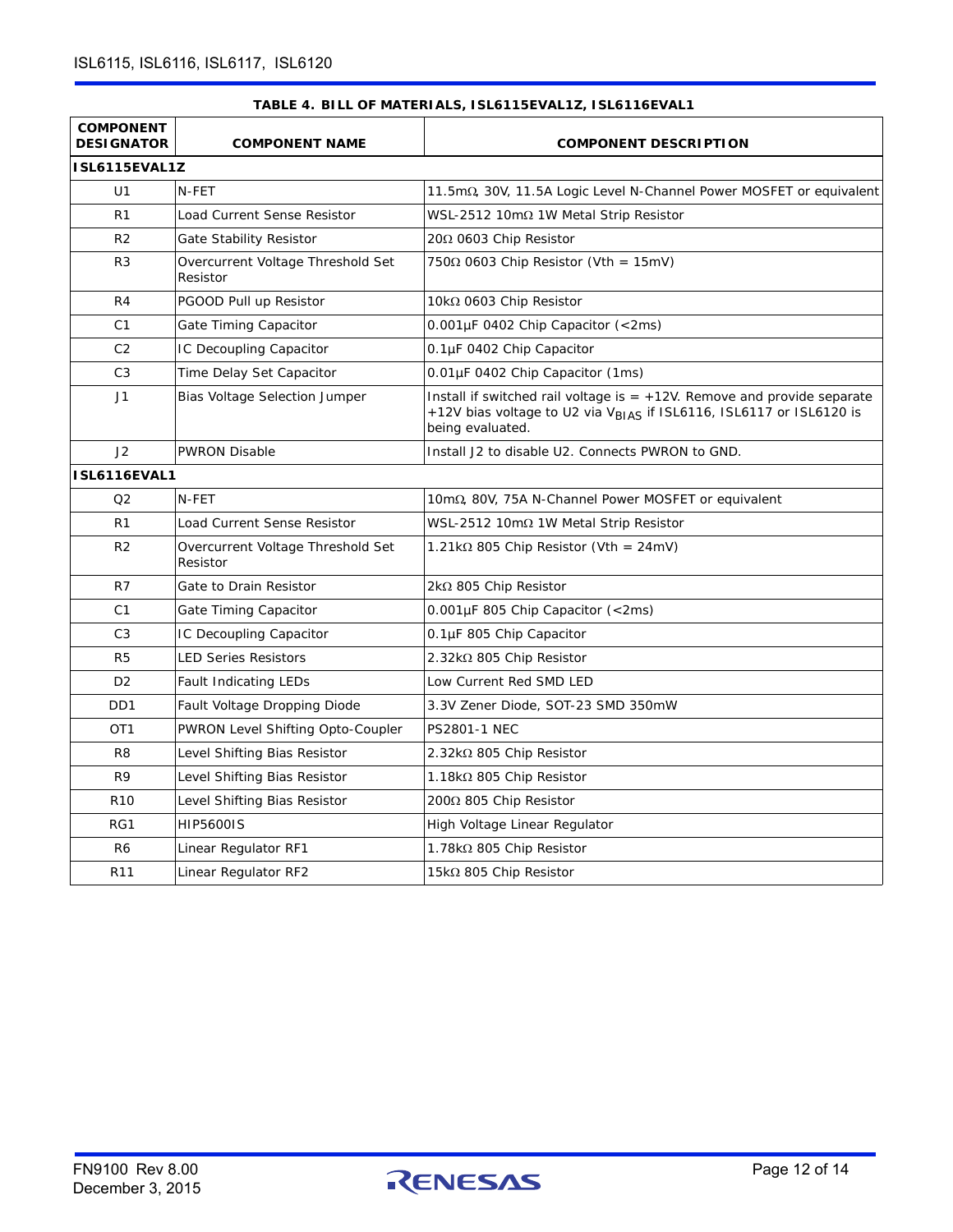**TABLE 4. BILL OF MATERIALS, ISL6115EVAL1Z, ISL6116EVAL1**

| COMPONENT DESIGNATOR | COMPONENT NAME | COMPONENT DESCRIPTION |
|---|---|---|
| **ISL6115EVAL1Z** | | |
| U1 | N-FET | 11.5mΩ, 30V, 11.5A Logic Level N-Channel Power MOSFET or equivalent |
| R1 | Load Current Sense Resistor | WSL-2512 10mΩ 1W Metal Strip Resistor |
| R2 | Gate Stability Resistor | 20Ω 0603 Chip Resistor |
| R3 | Overcurrent Voltage Threshold Set Resistor | 750Ω 0603 Chip Resistor (Vth = 15mV) |
| R4 | PGOOD Pull up Resistor | 10kΩ 0603 Chip Resistor |
| C1 | Gate Timing Capacitor | 0.001µF 0402 Chip Capacitor (<2ms) |
| C2 | IC Decoupling Capacitor | 0.1µF 0402 Chip Capacitor |
| C3 | Time Delay Set Capacitor | 0.01µF 0402 Chip Capacitor (1ms) |
| J1 | Bias Voltage Selection Jumper | Install if switched rail voltage is = +12V. Remove and provide separate +12V bias voltage to U2 via $V_{BIAS}$ if ISL6116, ISL6117 or ISL6120 is being evaluated. |
| J2 | PWRON Disable | Install J2 to disable U2. Connects PWRON to GND. |
| **ISL6116EVAL1** | | |
| Q2 | N-FET | 10mΩ, 80V, 75A N-Channel Power MOSFET or equivalent |
| R1 | Load Current Sense Resistor | WSL-2512 10mΩ 1W Metal Strip Resistor |
| R2 | Overcurrent Voltage Threshold Set Resistor | 1.21kΩ 805 Chip Resistor (Vth = 24mV) |
| R7 | Gate to Drain Resistor | 2kΩ 805 Chip Resistor |
| C1 | Gate Timing Capacitor | 0.001µF 805 Chip Capacitor (<2ms) |
| C3 | IC Decoupling Capacitor | 0.1µF 805 Chip Capacitor |
| R5 | LED Series Resistors | 2.32kΩ 805 Chip Resistor |
| D2 | Fault Indicating LEDs | Low Current Red SMD LED |
| DD1 | Fault Voltage Dropping Diode | 3.3V Zener Diode, SOT-23 SMD 350mW |
| OT1 | PWRON Level Shifting Opto-Coupler | PS2801-1 NEC |
| R8 | Level Shifting Bias Resistor | 2.32kΩ 805 Chip Resistor |
| R9 | Level Shifting Bias Resistor | 1.18kΩ 805 Chip Resistor |
| R10 | Level Shifting Bias Resistor | 200Ω 805 Chip Resistor |
| RG1 | HIP5600IS | High Voltage Linear Regulator |
| R6 | Linear Regulator RF1 | 1.78kΩ 805 Chip Resistor |
| R11 | Linear Regulator RF2 | 15kΩ 805 Chip Resistor |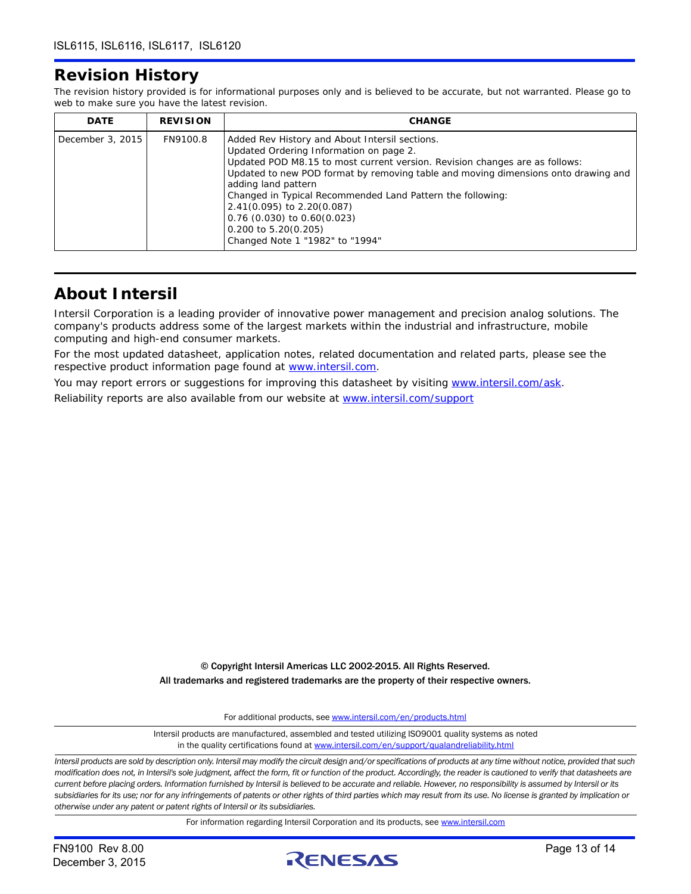## Revision History

The revision history provided is for informational purposes only and is believed to be accurate, but not warranted. Please go to web to make sure you have the latest revision.

| DATE | REVISION | CHANGE |
| --- | --- | --- |
| December 3, 2015 | FN9100.8 | Added Rev History and About Intersil sections.<br>Updated Ordering Information on page 2.<br>Updated POD M8.15 to most current version. Revision changes are as follows:<br>Updated to new POD format by removing table and moving dimensions onto drawing and adding land pattern<br>Changed in Typical Recommended Land Pattern the following:<br>2.41(0.095) to 2.20(0.087)<br>0.76 (0.030) to 0.60(0.023)<br>0.200 to 5.20(0.205)<br>Changed Note 1 "1982" to "1994" |

## About Intersil

Intersil Corporation is a leading provider of innovative power management and precision analog solutions. The company's products address some of the largest markets within the industrial and infrastructure, mobile computing and high-end consumer markets.

For the most updated datasheet, application notes, related documentation and related parts, please see the respective product information page found at www.intersil.com.

You may report errors or suggestions for improving this datasheet by visiting www.intersil.com/ask.

Reliability reports are also available from our website at www.intersil.com/support

© Copyright Intersil Americas LLC 2002-2015. All Rights Reserved.
All trademarks and registered trademarks are the property of their respective owners.

For additional products, see www.intersil.com/en/products.html

Intersil products are manufactured, assembled and tested utilizing ISO9001 quality systems as noted in the quality certifications found at www.intersil.com/en/support/qualandreliability.html

*Intersil products are sold by description only. Intersil may modify the circuit design and/or specifications of products at any time without notice, provided that such modification does not, in Intersil's sole judgment, affect the form, fit or function of the product. Accordingly, the reader is cautioned to verify that datasheets are current before placing orders. Information furnished by Intersil is believed to be accurate and reliable. However, no responsibility is assumed by Intersil or its subsidiaries for its use; nor for any infringements of patents or other rights of third parties which may result from its use. No license is granted by implication or otherwise under any patent or patent rights of Intersil or its subsidiaries.*

For information regarding Intersil Corporation and its products, see www.intersil.com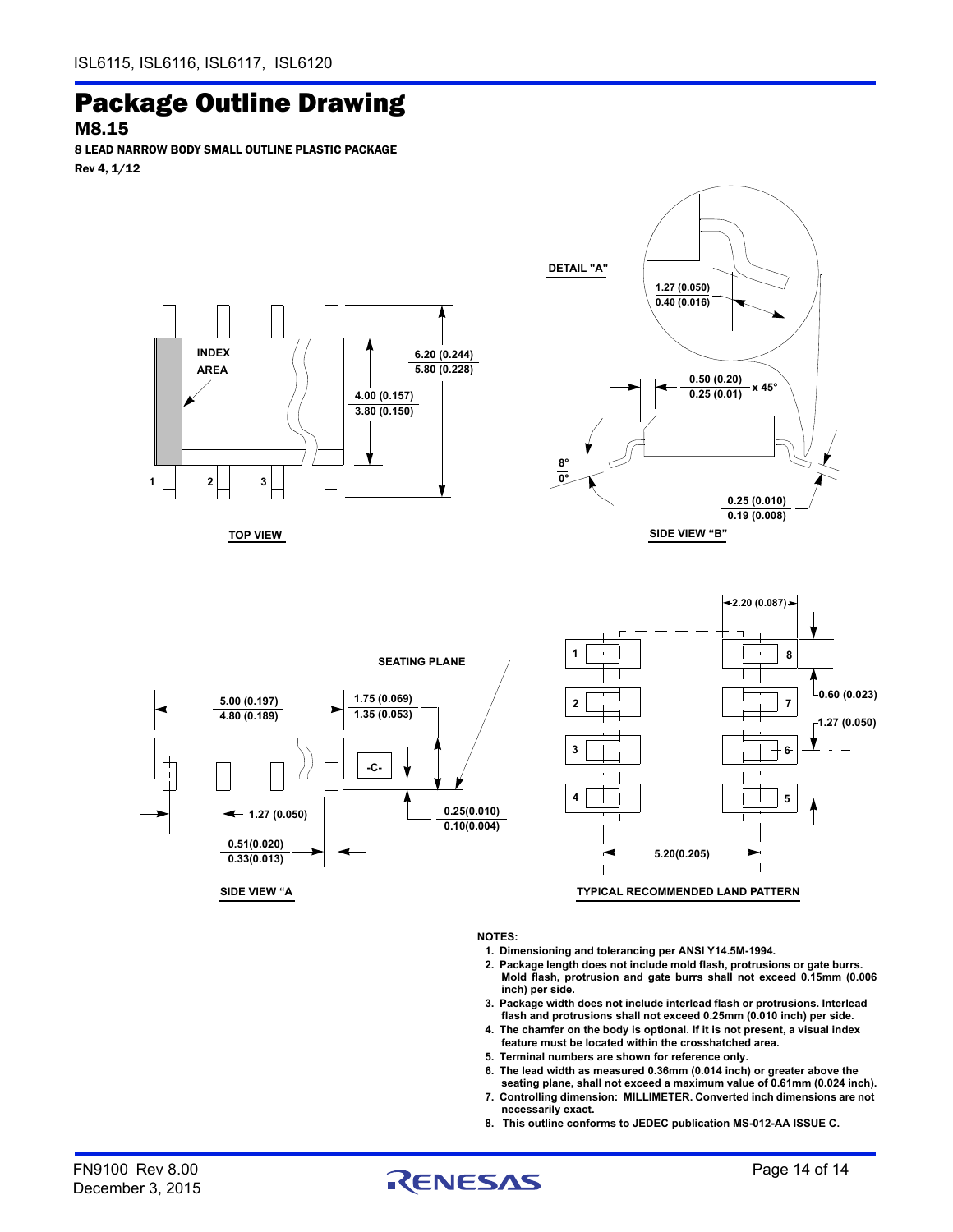# Package Outline Drawing

## M8.15

**8 LEAD NARROW BODY SMALL OUTLINE PLASTIC PACKAGE**

**Rev 4, 1/12**

DETAIL "A"

1.27 (0.050)
0.40 (0.016)

INDEX
AREA

6.20 (0.244)
5.80 (0.228)

4.00 (0.157)
3.80 (0.150)

0.50 (0.20)
0.25 (0.01)
x 45°

8°
0°

1 2 3

0.25 (0.010)
0.19 (0.008)

TOP VIEW

SIDE VIEW "B"

2.20 (0.087)

SEATING PLANE

5.00 (0.197)
4.80 (0.189)

1.75 (0.069)
1.35 (0.053)

0.60 (0.023)

1.27 (0.050)

-C-

1.27 (0.050)

0.25(0.010)
0.10(0.004)

0.51(0.020)
0.33(0.013)

5.20(0.205)

SIDE VIEW "A

TYPICAL RECOMMENDED LAND PATTERN

**NOTES:**

1. Dimensioning and tolerancing per ANSI Y14.5M-1994.
2. Package length does not include mold flash, protrusions or gate burrs. Mold flash, protrusion and gate burrs shall not exceed 0.15mm (0.006 inch) per side.
3. Package width does not include interlead flash or protrusions. Interlead flash and protrusions shall not exceed 0.25mm (0.010 inch) per side.
4. The chamfer on the body is optional. If it is not present, a visual index feature must be located within the crosshatched area.
5. Terminal numbers are shown for reference only.
6. The lead width as measured 0.36mm (0.014 inch) or greater above the seating plane, shall not exceed a maximum value of 0.61mm (0.024 inch).
7. Controlling dimension: MILLIMETER. Converted inch dimensions are not necessarily exact.
8. This outline conforms to JEDEC publication MS-012-AA ISSUE C.